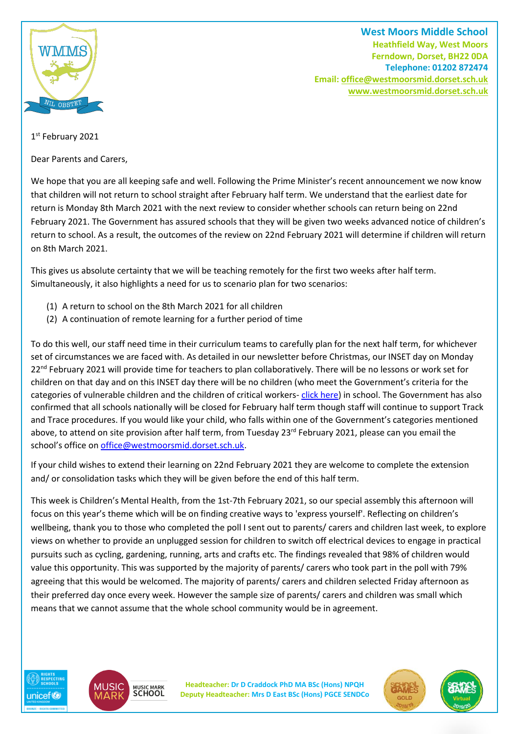**West Moors Middle School**
Heathfield Way, West Moors
Ferndown, Dorset, BH22 0DA
Telephone: 01202 872474
Email: office@westmoorsmid.dorset.sch.uk
www.westmoorsmid.dorset.sch.uk

1st February 2021

Dear Parents and Carers,

We hope that you are all keeping safe and well. Following the Prime Minister's recent announcement we now know that children will not return to school straight after February half term. We understand that the earliest date for return is Monday 8th March 2021 with the next review to consider whether schools can return being on 22nd February 2021. The Government has assured schools that they will be given two weeks advanced notice of children's return to school. As a result, the outcomes of the review on 22nd February 2021 will determine if children will return on 8th March 2021.

This gives us absolute certainty that we will be teaching remotely for the first two weeks after half term. Simultaneously, it also highlights a need for us to scenario plan for two scenarios:

(1) A return to school on the 8th March 2021 for all children
(2) A continuation of remote learning for a further period of time

To do this well, our staff need time in their curriculum teams to carefully plan for the next half term, for whichever set of circumstances we are faced with. As detailed in our newsletter before Christmas, our INSET day on Monday 22nd February 2021 will provide time for teachers to plan collaboratively. There will be no lessons or work set for children on that day and on this INSET day there will be no children (who meet the Government's criteria for the categories of vulnerable children and the children of critical workers- click here) in school. The Government has also confirmed that all schools nationally will be closed for February half term though staff will continue to support Track and Trace procedures. If you would like your child, who falls within one of the Government's categories mentioned above, to attend on site provision after half term, from Tuesday 23rd February 2021, please can you email the school's office on office@westmoorsmid.dorset.sch.uk.

If your child wishes to extend their learning on 22nd February 2021 they are welcome to complete the extension and/ or consolidation tasks which they will be given before the end of this half term.

This week is Children's Mental Health, from the 1st-7th February 2021, so our special assembly this afternoon will focus on this year's theme which will be on finding creative ways to 'express yourself'. Reflecting on children's wellbeing, thank you to those who completed the poll I sent out to parents/ carers and children last week, to explore views on whether to provide an unplugged session for children to switch off electrical devices to engage in practical pursuits such as cycling, gardening, running, arts and crafts etc. The findings revealed that 98% of children would value this opportunity. This was supported by the majority of parents/ carers who took part in the poll with 79% agreeing that this would be welcomed. The majority of parents/ carers and children selected Friday afternoon as their preferred day once every week. However the sample size of parents/ carers and children was small which means that we cannot assume that the whole school community would be in agreement.

Headteacher: Dr D Craddock PhD MA BSc (Hons) NPQH
Deputy Headteacher: Mrs D East BSc (Hons) PGCE SENDCo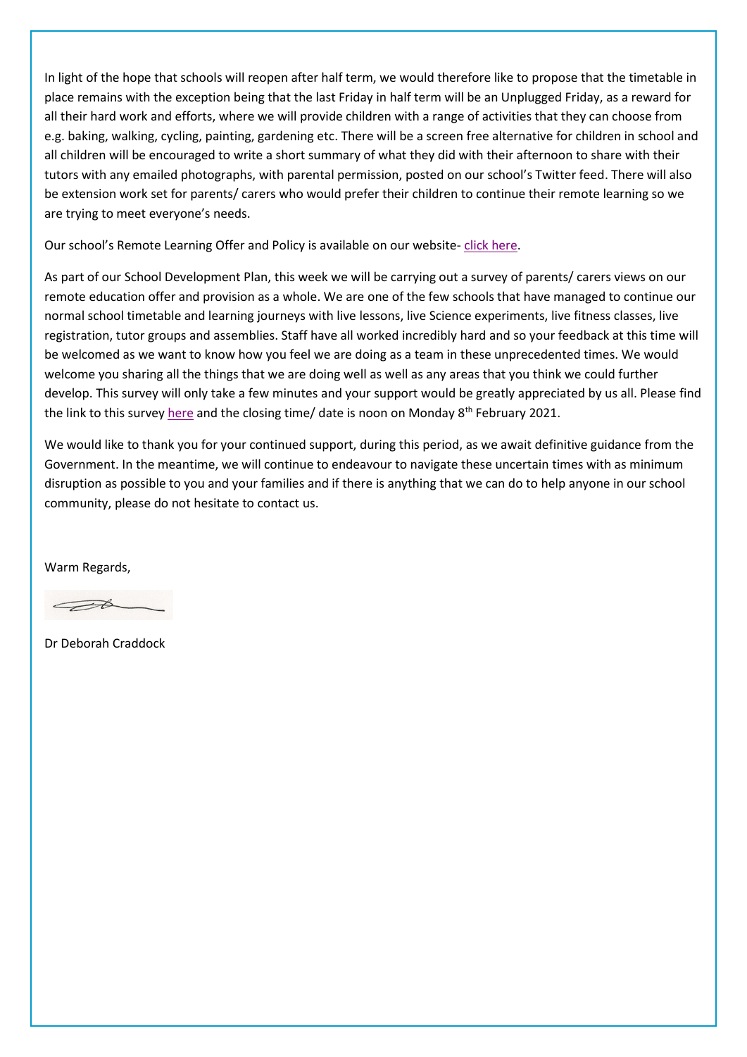In light of the hope that schools will reopen after half term, we would therefore like to propose that the timetable in place remains with the exception being that the last Friday in half term will be an Unplugged Friday, as a reward for all their hard work and efforts, where we will provide children with a range of activities that they can choose from e.g. baking, walking, cycling, painting, gardening etc. There will be a screen free alternative for children in school and all children will be encouraged to write a short summary of what they did with their afternoon to share with their tutors with any emailed photographs, with parental permission, posted on our school's Twitter feed. There will also be extension work set for parents/ carers who would prefer their children to continue their remote learning so we are trying to meet everyone's needs.

Our school's Remote Learning Offer and Policy is available on our website- click here.

As part of our School Development Plan, this week we will be carrying out a survey of parents/ carers views on our remote education offer and provision as a whole. We are one of the few schools that have managed to continue our normal school timetable and learning journeys with live lessons, live Science experiments, live fitness classes, live registration, tutor groups and assemblies. Staff have all worked incredibly hard and so your feedback at this time will be welcomed as we want to know how you feel we are doing as a team in these unprecedented times. We would welcome you sharing all the things that we are doing well as well as any areas that you think we could further develop. This survey will only take a few minutes and your support would be greatly appreciated by us all. Please find the link to this survey here and the closing time/ date is noon on Monday 8th February 2021.

We would like to thank you for your continued support, during this period, as we await definitive guidance from the Government. In the meantime, we will continue to endeavour to navigate these uncertain times with as minimum disruption as possible to you and your families and if there is anything that we can do to help anyone in our school community, please do not hesitate to contact us.

Warm Regards,

Dr Deborah Craddock